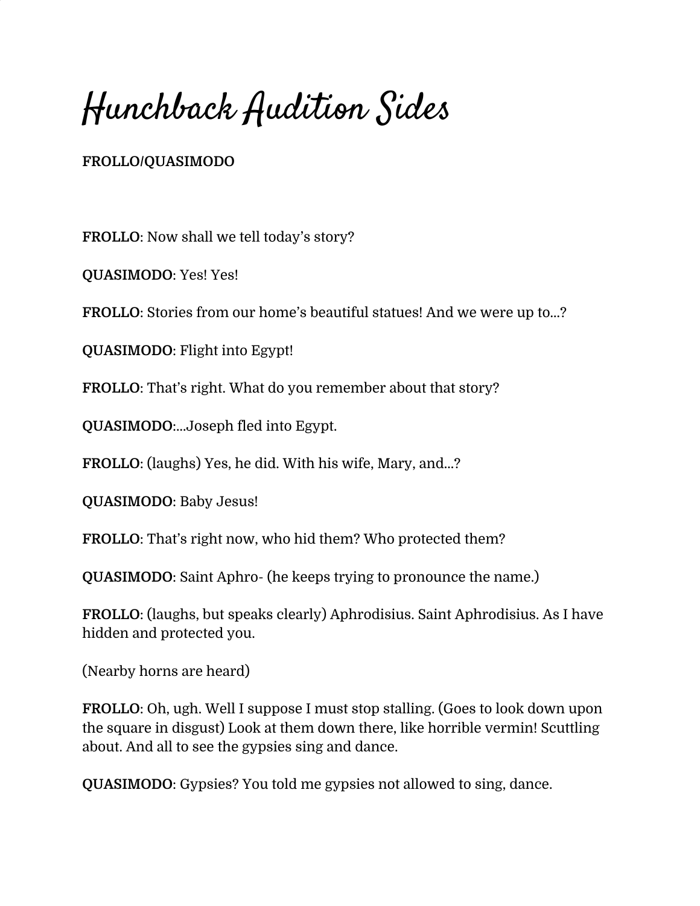# Hunchback Audition Sides

**FROLLO/QUASIMODO**

**FROLLO**: Now shall we tell today's story?

**QUASIMODO**: Yes! Yes!

**FROLLO**: Stories from our home's beautiful statues! And we were up to...?

**QUASIMODO**: Flight into Egypt!

**FROLLO**: That's right. What do you remember about that story?

**QUASIMODO**:...Joseph fled into Egypt.

**FROLLO**: (laughs) Yes, he did. With his wife, Mary, and...?

**QUASIMODO**: Baby Jesus!

**FROLLO**: That's right now, who hid them? Who protected them?

**QUASIMODO**: Saint Aphro- (he keeps trying to pronounce the name.)

**FROLLO**: (laughs, but speaks clearly) Aphrodisius. Saint Aphrodisius. As I have hidden and protected you.

(Nearby horns are heard)

**FROLLO**: Oh, ugh. Well I suppose I must stop stalling. (Goes to look down upon the square in disgust) Look at them down there, like horrible vermin! Scuttling about. And all to see the gypsies sing and dance.

**QUASIMODO**: Gypsies? You told me gypsies not allowed to sing, dance.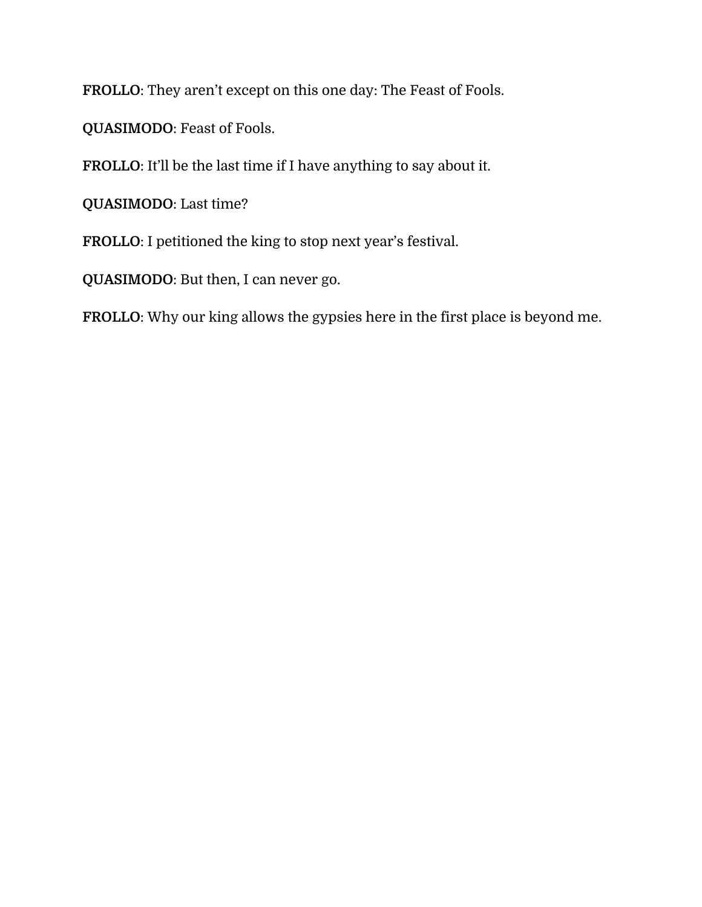**FROLLO**: They aren't except on this one day: The Feast of Fools.

**QUASIMODO**: Feast of Fools.

**FROLLO**: It'll be the last time if I have anything to say about it.

**QUASIMODO**: Last time?

**FROLLO**: I petitioned the king to stop next year's festival.

**QUASIMODO**: But then, I can never go.

**FROLLO**: Why our king allows the gypsies here in the first place is beyond me.